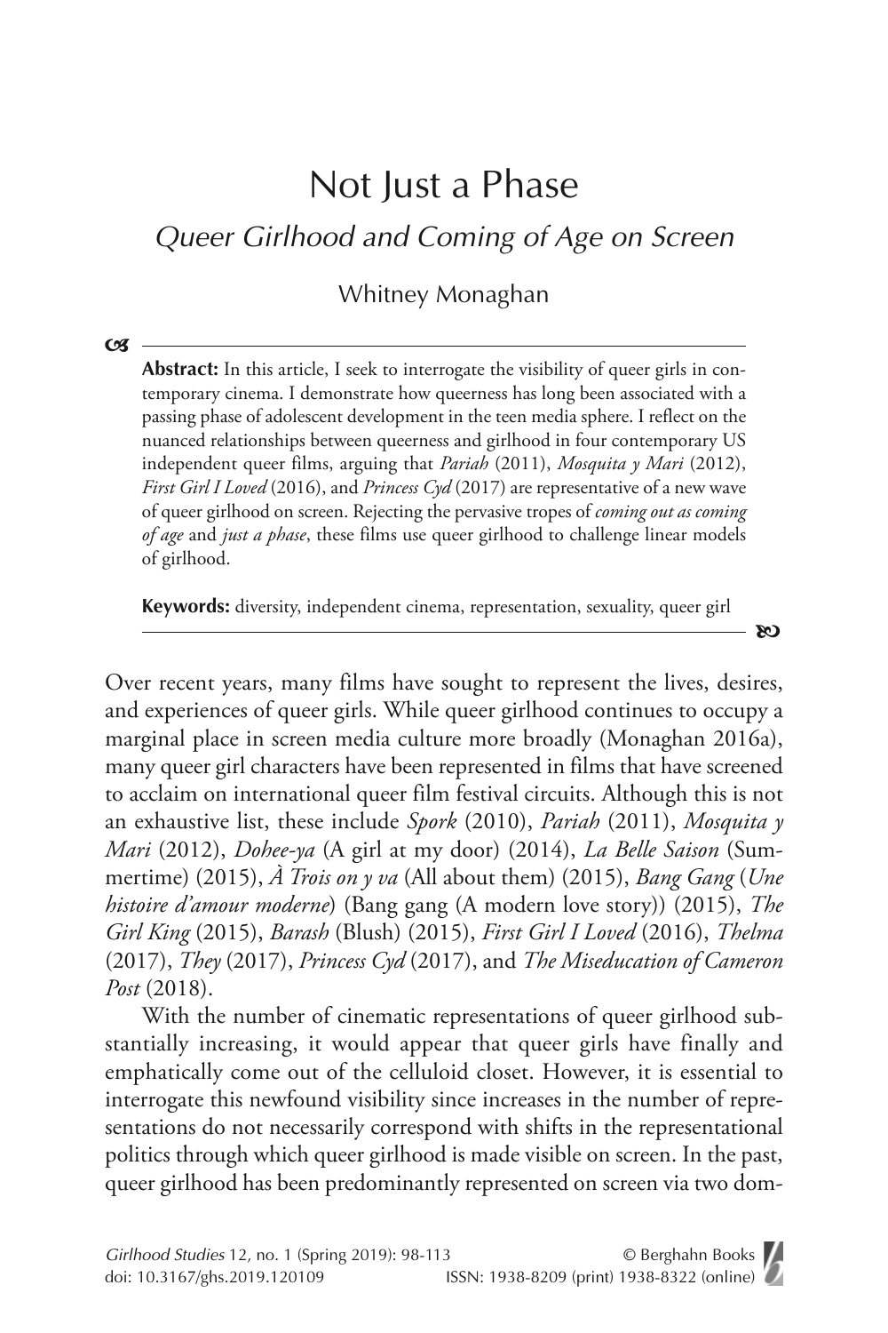# Not Just a Phase

## *Queer Girlhood and Coming of Age on Screen*

Whitney Monaghan

**Abstract:** In this article, I seek to interrogate the visibility of queer girls in contemporary cinema. I demonstrate how queerness has long been associated with a passing phase of adolescent development in the teen media sphere. I reflect on the nuanced relationships between queerness and girlhood in four contemporary US independent queer films, arguing that *Pariah* (2011), *Mosquita y Mari* (2012), *First Girl I Loved* (2016), and *Princess Cyd* (2017) are representative of a new wave of queer girlhood on screen. Rejecting the pervasive tropes of *coming out as coming of age* and *just a phase*, these films use queer girlhood to challenge linear models of girlhood.

**Keywords:** diversity, independent cinema, representation, sexuality, queer girl

Over recent years, many films have sought to represent the lives, desires, and experiences of queer girls. While queer girlhood continues to occupy a marginal place in screen media culture more broadly (Monaghan 2016a), many queer girl characters have been represented in films that have screened to acclaim on international queer film festival circuits. Although this is not an exhaustive list, these include *Spork* (2010), *Pariah* (2011), *Mosquita y Mari* (2012), *Dohee-ya* (A girl at my door) (2014), *La Belle Saison* (Summertime) (2015), *À Trois on y va* (All about them) (2015), *Bang Gang* (*Une histoire d'amour moderne*) (Bang gang (A modern love story)) (2015), *The Girl King* (2015), *Barash* (Blush) (2015), *First Girl I Loved* (2016), *Thelma* (2017), *They* (2017), *Princess Cyd* (2017), and *The Miseducation of Cameron Post* (2018).

With the number of cinematic representations of queer girlhood substantially increasing, it would appear that queer girls have finally and emphatically come out of the celluloid closet. However, it is essential to interrogate this newfound visibility since increases in the number of representations do not necessarily correspond with shifts in the representational politics through which queer girlhood is made visible on screen. In the past, queer girlhood has been predominantly represented on screen via two dom-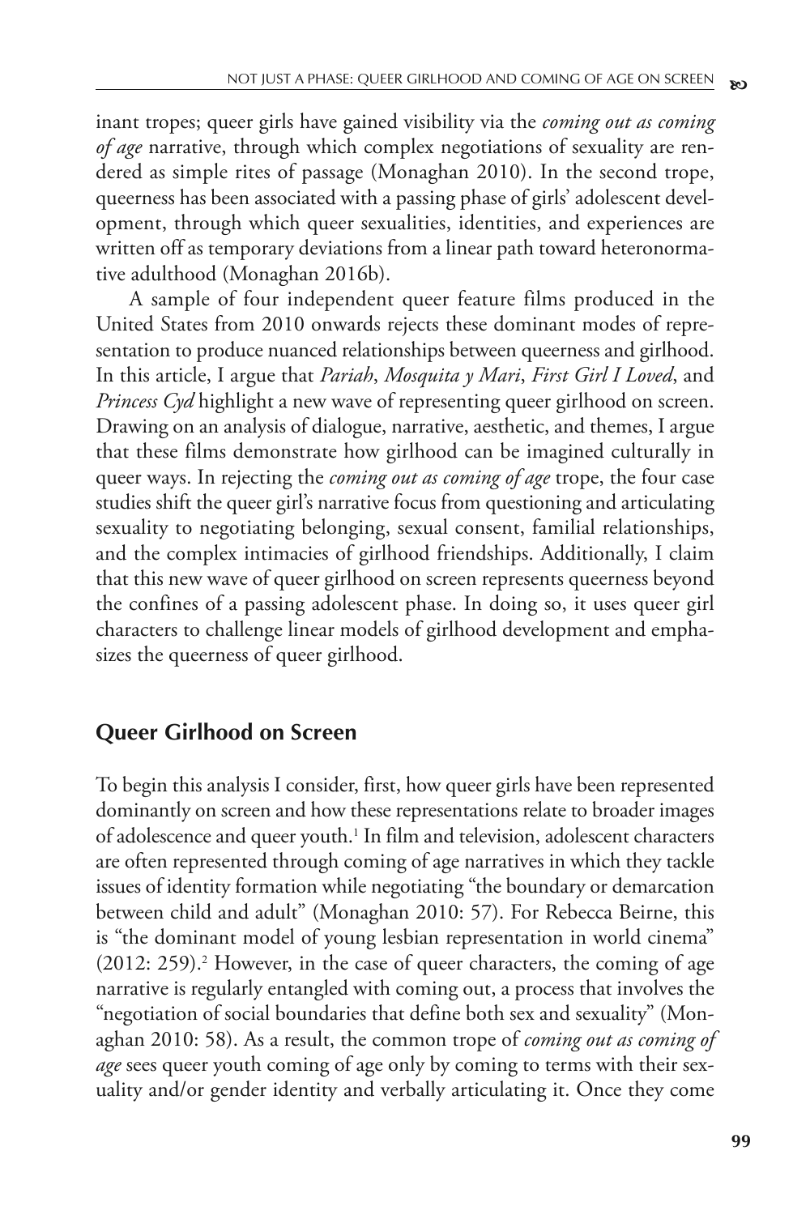inant tropes; queer girls have gained visibility via the *coming out as coming of age* narrative, through which complex negotiations of sexuality are rendered as simple rites of passage (Monaghan 2010). In the second trope, queerness has been associated with a passing phase of girls' adolescent development, through which queer sexualities, identities, and experiences are written off as temporary deviations from a linear path toward heteronormative adulthood (Monaghan 2016b).

A sample of four independent queer feature films produced in the United States from 2010 onwards rejects these dominant modes of representation to produce nuanced relationships between queerness and girlhood. In this article, I argue that *Pariah*, *Mosquita y Mari*, *First Girl I Loved*, and *Princess Cyd* highlight a new wave of representing queer girlhood on screen. Drawing on an analysis of dialogue, narrative, aesthetic, and themes, I argue that these films demonstrate how girlhood can be imagined culturally in queer ways. In rejecting the *coming out as coming of age* trope, the four case studies shift the queer girl's narrative focus from questioning and articulating sexuality to negotiating belonging, sexual consent, familial relationships, and the complex intimacies of girlhood friendships. Additionally, I claim that this new wave of queer girlhood on screen represents queerness beyond the confines of a passing adolescent phase. In doing so, it uses queer girl characters to challenge linear models of girlhood development and emphasizes the queerness of queer girlhood.

## Queer Girlhood on Screen

To begin this analysis I consider, first, how queer girls have been represented dominantly on screen and how these representations relate to broader images of adolescence and queer youth.[1] In film and television, adolescent characters are often represented through coming of age narratives in which they tackle issues of identity formation while negotiating "the boundary or demarcation between child and adult" (Monaghan 2010: 57). For Rebecca Beirne, this is "the dominant model of young lesbian representation in world cinema" (2012: 259).[2] However, in the case of queer characters, the coming of age narrative is regularly entangled with coming out, a process that involves the "negotiation of social boundaries that define both sex and sexuality" (Monaghan 2010: 58). As a result, the common trope of *coming out as coming of age* sees queer youth coming of age only by coming to terms with their sexuality and/or gender identity and verbally articulating it. Once they come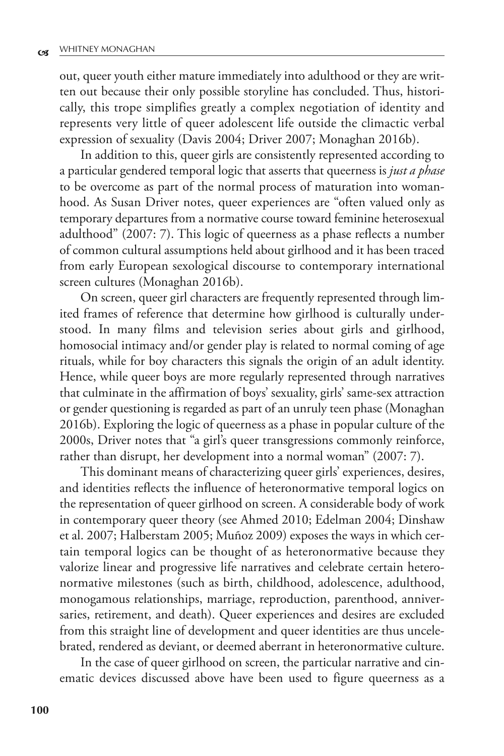out, queer youth either mature immediately into adulthood or they are written out because their only possible storyline has concluded. Thus, historically, this trope simplifies greatly a complex negotiation of identity and represents very little of queer adolescent life outside the climactic verbal expression of sexuality (Davis 2004; Driver 2007; Monaghan 2016b).

In addition to this, queer girls are consistently represented according to a particular gendered temporal logic that asserts that queerness is *just a phase* to be overcome as part of the normal process of maturation into womanhood. As Susan Driver notes, queer experiences are "often valued only as temporary departures from a normative course toward feminine heterosexual adulthood" (2007: 7). This logic of queerness as a phase reflects a number of common cultural assumptions held about girlhood and it has been traced from early European sexological discourse to contemporary international screen cultures (Monaghan 2016b).

On screen, queer girl characters are frequently represented through limited frames of reference that determine how girlhood is culturally understood. In many films and television series about girls and girlhood, homosocial intimacy and/or gender play is related to normal coming of age rituals, while for boy characters this signals the origin of an adult identity. Hence, while queer boys are more regularly represented through narratives that culminate in the affirmation of boys' sexuality, girls' same-sex attraction or gender questioning is regarded as part of an unruly teen phase (Monaghan 2016b). Exploring the logic of queerness as a phase in popular culture of the 2000s, Driver notes that "a girl's queer transgressions commonly reinforce, rather than disrupt, her development into a normal woman" (2007: 7).

This dominant means of characterizing queer girls' experiences, desires, and identities reflects the influence of heteronormative temporal logics on the representation of queer girlhood on screen. A considerable body of work in contemporary queer theory (see Ahmed 2010; Edelman 2004; Dinshaw et al. 2007; Halberstam 2005; Muñoz 2009) exposes the ways in which certain temporal logics can be thought of as heteronormative because they valorize linear and progressive life narratives and celebrate certain heteronormative milestones (such as birth, childhood, adolescence, adulthood, monogamous relationships, marriage, reproduction, parenthood, anniversaries, retirement, and death). Queer experiences and desires are excluded from this straight line of development and queer identities are thus uncelebrated, rendered as deviant, or deemed aberrant in heteronormative culture.

In the case of queer girlhood on screen, the particular narrative and cinematic devices discussed above have been used to figure queerness as a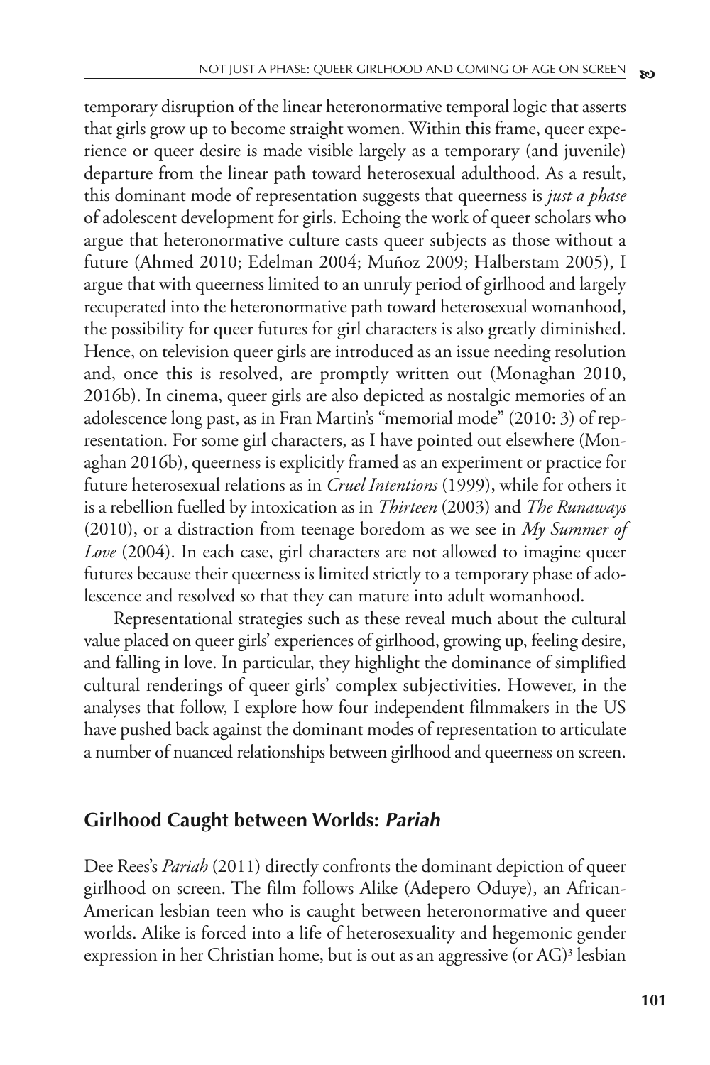temporary disruption of the linear heteronormative temporal logic that asserts that girls grow up to become straight women. Within this frame, queer experience or queer desire is made visible largely as a temporary (and juvenile) departure from the linear path toward heterosexual adulthood. As a result, this dominant mode of representation suggests that queerness is *just a phase* of adolescent development for girls. Echoing the work of queer scholars who argue that heteronormative culture casts queer subjects as those without a future (Ahmed 2010; Edelman 2004; Muñoz 2009; Halberstam 2005), I argue that with queerness limited to an unruly period of girlhood and largely recuperated into the heteronormative path toward heterosexual womanhood, the possibility for queer futures for girl characters is also greatly diminished. Hence, on television queer girls are introduced as an issue needing resolution and, once this is resolved, are promptly written out (Monaghan 2010, 2016b). In cinema, queer girls are also depicted as nostalgic memories of an adolescence long past, as in Fran Martin's "memorial mode" (2010: 3) of representation. For some girl characters, as I have pointed out elsewhere (Monaghan 2016b), queerness is explicitly framed as an experiment or practice for future heterosexual relations as in *Cruel Intentions* (1999), while for others it is a rebellion fuelled by intoxication as in *Thirteen* (2003) and *The Runaways* (2010), or a distraction from teenage boredom as we see in *My Summer of Love* (2004). In each case, girl characters are not allowed to imagine queer futures because their queerness is limited strictly to a temporary phase of adolescence and resolved so that they can mature into adult womanhood.

Representational strategies such as these reveal much about the cultural value placed on queer girls' experiences of girlhood, growing up, feeling desire, and falling in love. In particular, they highlight the dominance of simplified cultural renderings of queer girls' complex subjectivities. However, in the analyses that follow, I explore how four independent filmmakers in the US have pushed back against the dominant modes of representation to articulate a number of nuanced relationships between girlhood and queerness on screen.

## Girlhood Caught between Worlds: *Pariah*

Dee Rees's *Pariah* (2011) directly confronts the dominant depiction of queer girlhood on screen. The film follows Alike (Adepero Oduye), an African-American lesbian teen who is caught between heteronormative and queer worlds. Alike is forced into a life of heterosexuality and hegemonic gender expression in her Christian home, but is out as an aggressive (or AG)[3] lesbian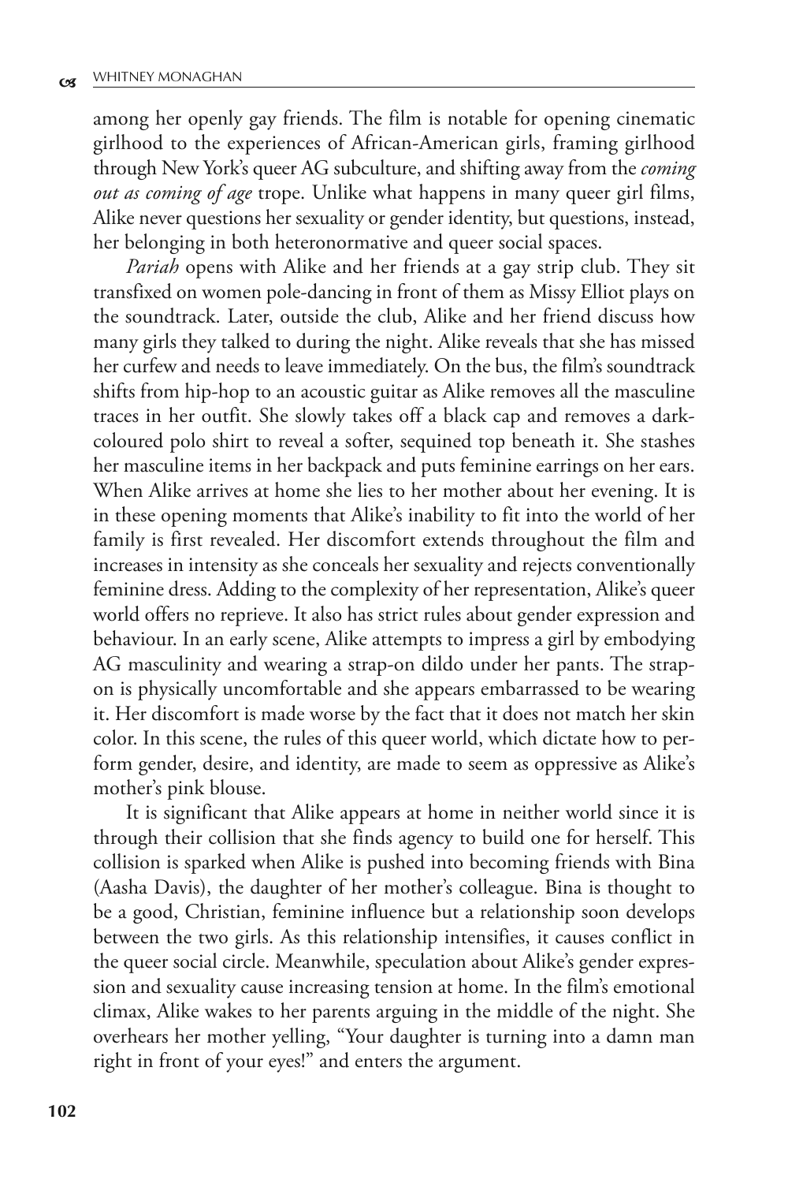among her openly gay friends. The film is notable for opening cinematic girlhood to the experiences of African-American girls, framing girlhood through New York's queer AG subculture, and shifting away from the *coming out as coming of age* trope. Unlike what happens in many queer girl films, Alike never questions her sexuality or gender identity, but questions, instead, her belonging in both heteronormative and queer social spaces.

*Pariah* opens with Alike and her friends at a gay strip club. They sit transfixed on women pole-dancing in front of them as Missy Elliot plays on the soundtrack. Later, outside the club, Alike and her friend discuss how many girls they talked to during the night. Alike reveals that she has missed her curfew and needs to leave immediately. On the bus, the film's soundtrack shifts from hip-hop to an acoustic guitar as Alike removes all the masculine traces in her outfit. She slowly takes off a black cap and removes a dark-coloured polo shirt to reveal a softer, sequined top beneath it. She stashes her masculine items in her backpack and puts feminine earrings on her ears. When Alike arrives at home she lies to her mother about her evening. It is in these opening moments that Alike's inability to fit into the world of her family is first revealed. Her discomfort extends throughout the film and increases in intensity as she conceals her sexuality and rejects conventionally feminine dress. Adding to the complexity of her representation, Alike's queer world offers no reprieve. It also has strict rules about gender expression and behaviour. In an early scene, Alike attempts to impress a girl by embodying AG masculinity and wearing a strap-on dildo under her pants. The strap-on is physically uncomfortable and she appears embarrassed to be wearing it. Her discomfort is made worse by the fact that it does not match her skin color. In this scene, the rules of this queer world, which dictate how to perform gender, desire, and identity, are made to seem as oppressive as Alike's mother's pink blouse.

It is significant that Alike appears at home in neither world since it is through their collision that she finds agency to build one for herself. This collision is sparked when Alike is pushed into becoming friends with Bina (Aasha Davis), the daughter of her mother's colleague. Bina is thought to be a good, Christian, feminine influence but a relationship soon develops between the two girls. As this relationship intensifies, it causes conflict in the queer social circle. Meanwhile, speculation about Alike's gender expression and sexuality cause increasing tension at home. In the film's emotional climax, Alike wakes to her parents arguing in the middle of the night. She overhears her mother yelling, "Your daughter is turning into a damn man right in front of your eyes!" and enters the argument.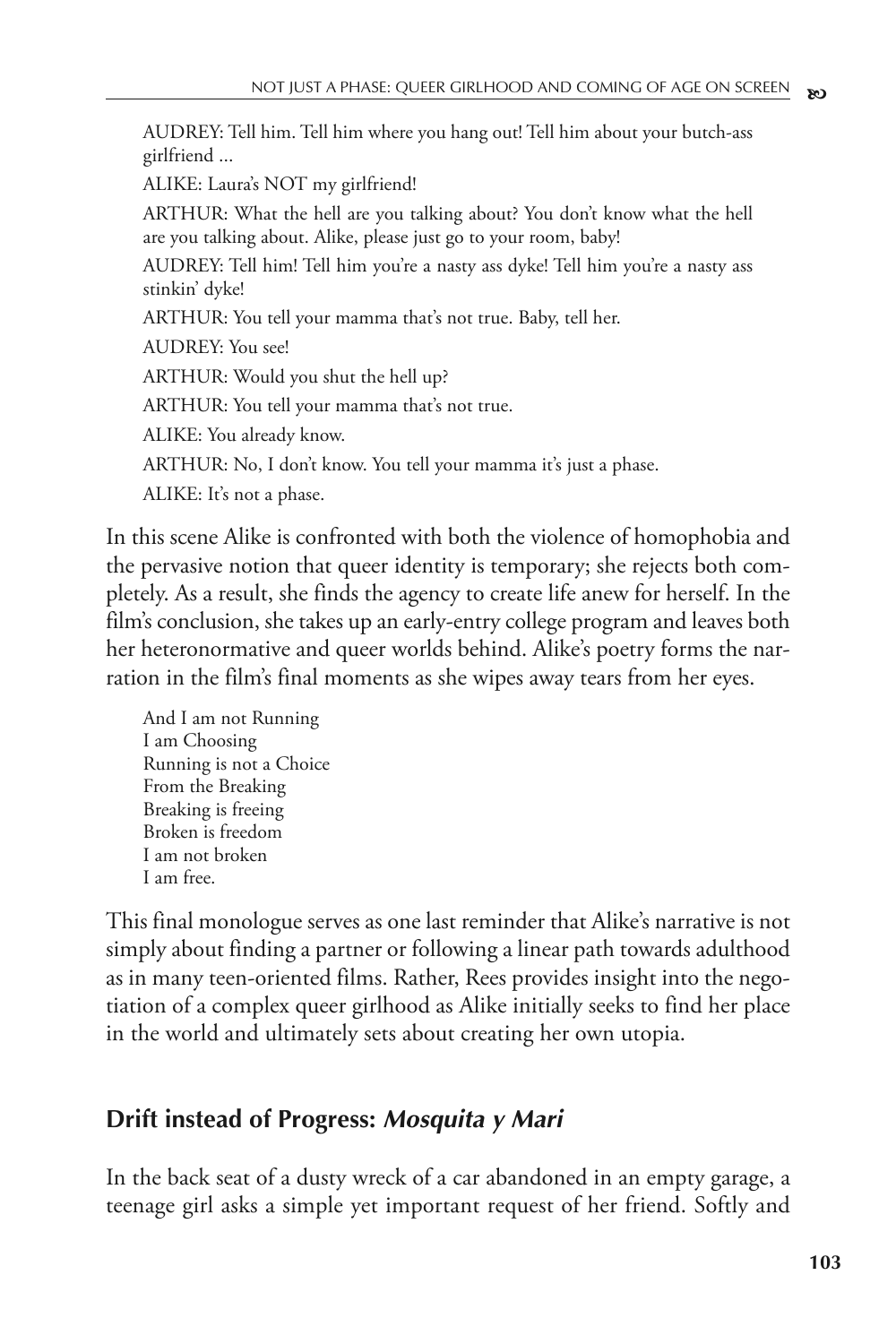AUDREY: Tell him. Tell him where you hang out! Tell him about your butch-ass girlfriend ...

ALIKE: Laura's NOT my girlfriend!

ARTHUR: What the hell are you talking about? You don't know what the hell are you talking about. Alike, please just go to your room, baby!

AUDREY: Tell him! Tell him you're a nasty ass dyke! Tell him you're a nasty ass stinkin' dyke!

ARTHUR: You tell your mamma that's not true. Baby, tell her.

AUDREY: You see!

ARTHUR: Would you shut the hell up?

ARTHUR: You tell your mamma that's not true.

ALIKE: You already know.

ARTHUR: No, I don't know. You tell your mamma it's just a phase.

ALIKE: It's not a phase.

In this scene Alike is confronted with both the violence of homophobia and the pervasive notion that queer identity is temporary; she rejects both completely. As a result, she finds the agency to create life anew for herself. In the film's conclusion, she takes up an early-entry college program and leaves both her heteronormative and queer worlds behind. Alike's poetry forms the narration in the film's final moments as she wipes away tears from her eyes.

> And I am not Running
> I am Choosing
> Running is not a Choice
> From the Breaking
> Breaking is freeing
> Broken is freedom
> I am not broken
> I am free.

This final monologue serves as one last reminder that Alike's narrative is not simply about finding a partner or following a linear path towards adulthood as in many teen-oriented films. Rather, Rees provides insight into the negotiation of a complex queer girlhood as Alike initially seeks to find her place in the world and ultimately sets about creating her own utopia.

## Drift instead of Progress: *Mosquita y Mari*

In the back seat of a dusty wreck of a car abandoned in an empty garage, a teenage girl asks a simple yet important request of her friend. Softly and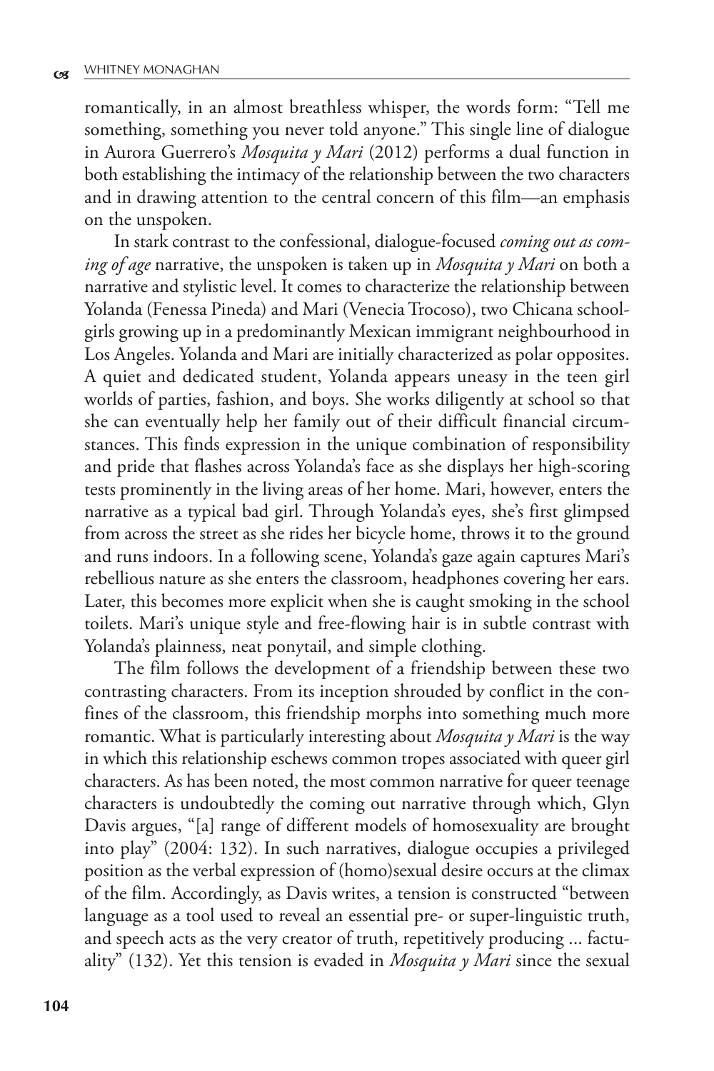romantically, in an almost breathless whisper, the words form: "Tell me something, something you never told anyone." This single line of dialogue in Aurora Guerrero's *Mosquita y Mari* (2012) performs a dual function in both establishing the intimacy of the relationship between the two characters and in drawing attention to the central concern of this film—an emphasis on the unspoken.

In stark contrast to the confessional, dialogue-focused *coming out as coming of age* narrative, the unspoken is taken up in *Mosquita y Mari* on both a narrative and stylistic level. It comes to characterize the relationship between Yolanda (Fenessa Pineda) and Mari (Venecia Trocoso), two Chicana schoolgirls growing up in a predominantly Mexican immigrant neighbourhood in Los Angeles. Yolanda and Mari are initially characterized as polar opposites. A quiet and dedicated student, Yolanda appears uneasy in the teen girl worlds of parties, fashion, and boys. She works diligently at school so that she can eventually help her family out of their difficult financial circumstances. This finds expression in the unique combination of responsibility and pride that flashes across Yolanda's face as she displays her high-scoring tests prominently in the living areas of her home. Mari, however, enters the narrative as a typical bad girl. Through Yolanda's eyes, she's first glimpsed from across the street as she rides her bicycle home, throws it to the ground and runs indoors. In a following scene, Yolanda's gaze again captures Mari's rebellious nature as she enters the classroom, headphones covering her ears. Later, this becomes more explicit when she is caught smoking in the school toilets. Mari's unique style and free-flowing hair is in subtle contrast with Yolanda's plainness, neat ponytail, and simple clothing.

The film follows the development of a friendship between these two contrasting characters. From its inception shrouded by conflict in the confines of the classroom, this friendship morphs into something much more romantic. What is particularly interesting about *Mosquita y Mari* is the way in which this relationship eschews common tropes associated with queer girl characters. As has been noted, the most common narrative for queer teenage characters is undoubtedly the coming out narrative through which, Glyn Davis argues, "[a] range of different models of homosexuality are brought into play" (2004: 132). In such narratives, dialogue occupies a privileged position as the verbal expression of (homo)sexual desire occurs at the climax of the film. Accordingly, as Davis writes, a tension is constructed "between language as a tool used to reveal an essential pre- or super-linguistic truth, and speech acts as the very creator of truth, repetitively producing ... factuality" (132). Yet this tension is evaded in *Mosquita y Mari* since the sexual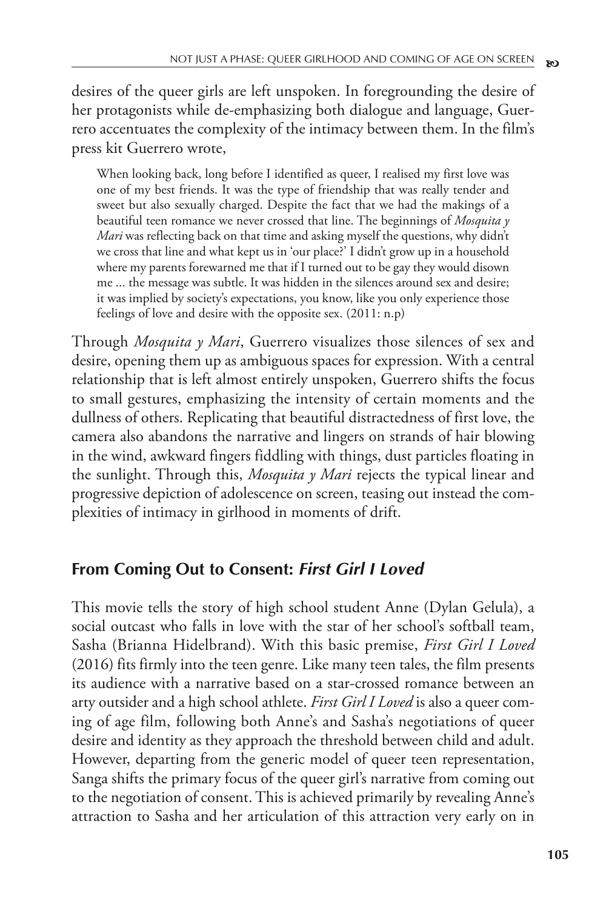desires of the queer girls are left unspoken. In foregrounding the desire of her protagonists while de-emphasizing both dialogue and language, Guerrero accentuates the complexity of the intimacy between them. In the film's press kit Guerrero wrote,

> When looking back, long before I identified as queer, I realised my first love was one of my best friends. It was the type of friendship that was really tender and sweet but also sexually charged. Despite the fact that we had the makings of a beautiful teen romance we never crossed that line. The beginnings of *Mosquita y Mari* was reflecting back on that time and asking myself the questions, why didn't we cross that line and what kept us in 'our place?' I didn't grow up in a household where my parents forewarned me that if I turned out to be gay they would disown me ... the message was subtle. It was hidden in the silences around sex and desire; it was implied by society's expectations, you know, like you only experience those feelings of love and desire with the opposite sex. (2011: n.p)

Through *Mosquita y Mari*, Guerrero visualizes those silences of sex and desire, opening them up as ambiguous spaces for expression. With a central relationship that is left almost entirely unspoken, Guerrero shifts the focus to small gestures, emphasizing the intensity of certain moments and the dullness of others. Replicating that beautiful distractedness of first love, the camera also abandons the narrative and lingers on strands of hair blowing in the wind, awkward fingers fiddling with things, dust particles floating in the sunlight. Through this, *Mosquita y Mari* rejects the typical linear and progressive depiction of adolescence on screen, teasing out instead the complexities of intimacy in girlhood in moments of drift.

## From Coming Out to Consent: *First Girl I Loved*

This movie tells the story of high school student Anne (Dylan Gelula), a social outcast who falls in love with the star of her school's softball team, Sasha (Brianna Hidelbrand). With this basic premise, *First Girl I Loved* (2016) fits firmly into the teen genre. Like many teen tales, the film presents its audience with a narrative based on a star-crossed romance between an arty outsider and a high school athlete. *First Girl I Loved* is also a queer coming of age film, following both Anne's and Sasha's negotiations of queer desire and identity as they approach the threshold between child and adult. However, departing from the generic model of queer teen representation, Sanga shifts the primary focus of the queer girl's narrative from coming out to the negotiation of consent. This is achieved primarily by revealing Anne's attraction to Sasha and her articulation of this attraction very early on in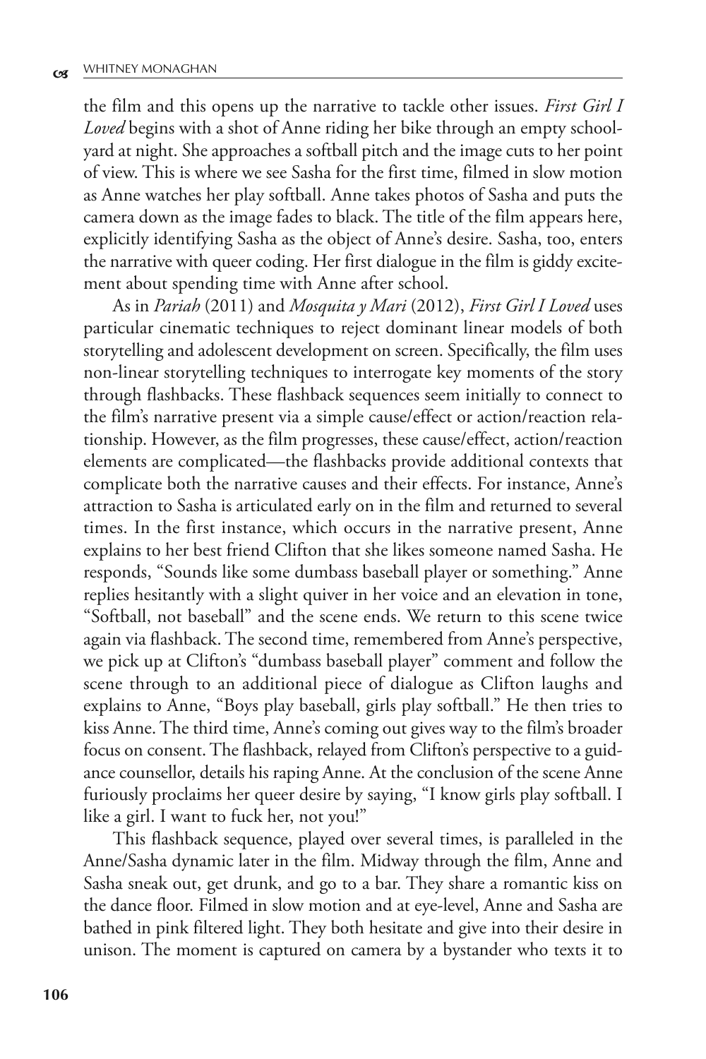the film and this opens up the narrative to tackle other issues. *First Girl I Loved* begins with a shot of Anne riding her bike through an empty schoolyard at night. She approaches a softball pitch and the image cuts to her point of view. This is where we see Sasha for the first time, filmed in slow motion as Anne watches her play softball. Anne takes photos of Sasha and puts the camera down as the image fades to black. The title of the film appears here, explicitly identifying Sasha as the object of Anne's desire. Sasha, too, enters the narrative with queer coding. Her first dialogue in the film is giddy excitement about spending time with Anne after school.

As in *Pariah* (2011) and *Mosquita y Mari* (2012), *First Girl I Loved* uses particular cinematic techniques to reject dominant linear models of both storytelling and adolescent development on screen. Specifically, the film uses non-linear storytelling techniques to interrogate key moments of the story through flashbacks. These flashback sequences seem initially to connect to the film's narrative present via a simple cause/effect or action/reaction relationship. However, as the film progresses, these cause/effect, action/reaction elements are complicated—the flashbacks provide additional contexts that complicate both the narrative causes and their effects. For instance, Anne's attraction to Sasha is articulated early on in the film and returned to several times. In the first instance, which occurs in the narrative present, Anne explains to her best friend Clifton that she likes someone named Sasha. He responds, "Sounds like some dumbass baseball player or something." Anne replies hesitantly with a slight quiver in her voice and an elevation in tone, "Softball, not baseball" and the scene ends. We return to this scene twice again via flashback. The second time, remembered from Anne's perspective, we pick up at Clifton's "dumbass baseball player" comment and follow the scene through to an additional piece of dialogue as Clifton laughs and explains to Anne, "Boys play baseball, girls play softball." He then tries to kiss Anne. The third time, Anne's coming out gives way to the film's broader focus on consent. The flashback, relayed from Clifton's perspective to a guidance counsellor, details his raping Anne. At the conclusion of the scene Anne furiously proclaims her queer desire by saying, "I know girls play softball. I like a girl. I want to fuck her, not you!"

This flashback sequence, played over several times, is paralleled in the Anne/Sasha dynamic later in the film. Midway through the film, Anne and Sasha sneak out, get drunk, and go to a bar. They share a romantic kiss on the dance floor. Filmed in slow motion and at eye-level, Anne and Sasha are bathed in pink filtered light. They both hesitate and give into their desire in unison. The moment is captured on camera by a bystander who texts it to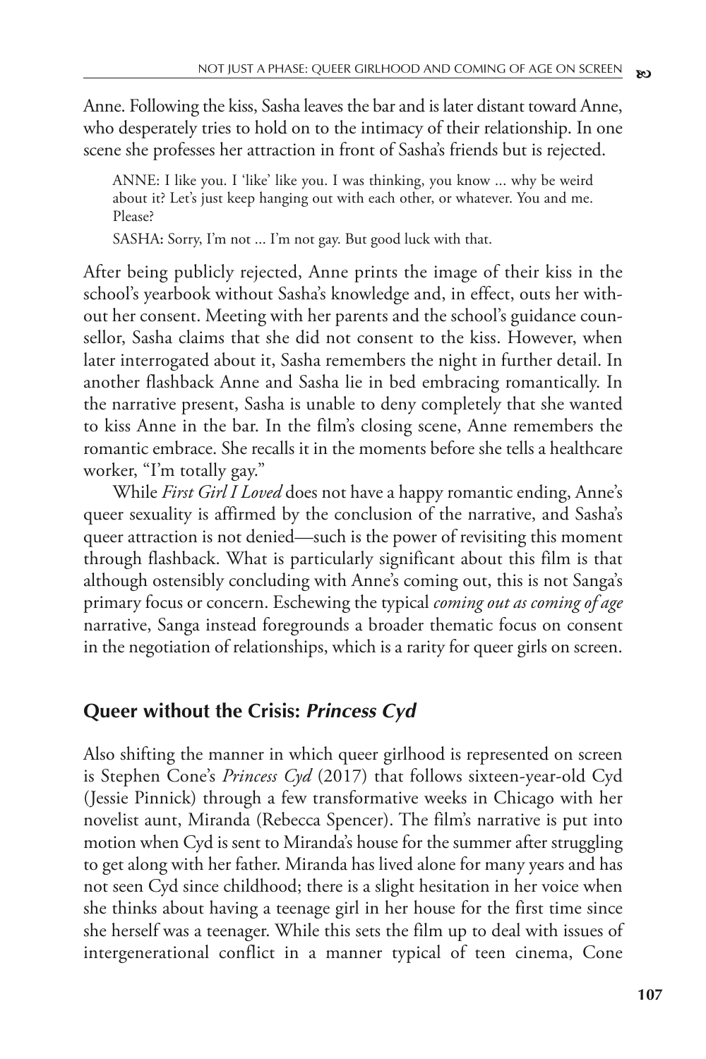Anne. Following the kiss, Sasha leaves the bar and is later distant toward Anne, who desperately tries to hold on to the intimacy of their relationship. In one scene she professes her attraction in front of Sasha's friends but is rejected.

> ANNE: I like you. I 'like' like you. I was thinking, you know ... why be weird about it? Let's just keep hanging out with each other, or whatever. You and me. Please?
>
> SASHA: Sorry, I'm not ... I'm not gay. But good luck with that.

After being publicly rejected, Anne prints the image of their kiss in the school's yearbook without Sasha's knowledge and, in effect, outs her without her consent. Meeting with her parents and the school's guidance counsellor, Sasha claims that she did not consent to the kiss. However, when later interrogated about it, Sasha remembers the night in further detail. In another flashback Anne and Sasha lie in bed embracing romantically. In the narrative present, Sasha is unable to deny completely that she wanted to kiss Anne in the bar. In the film's closing scene, Anne remembers the romantic embrace. She recalls it in the moments before she tells a healthcare worker, "I'm totally gay."

While *First Girl I Loved* does not have a happy romantic ending, Anne's queer sexuality is affirmed by the conclusion of the narrative, and Sasha's queer attraction is not denied—such is the power of revisiting this moment through flashback. What is particularly significant about this film is that although ostensibly concluding with Anne's coming out, this is not Sanga's primary focus or concern. Eschewing the typical *coming out as coming of age* narrative, Sanga instead foregrounds a broader thematic focus on consent in the negotiation of relationships, which is a rarity for queer girls on screen.

## Queer without the Crisis: *Princess Cyd*

Also shifting the manner in which queer girlhood is represented on screen is Stephen Cone's *Princess Cyd* (2017) that follows sixteen-year-old Cyd (Jessie Pinnick) through a few transformative weeks in Chicago with her novelist aunt, Miranda (Rebecca Spencer). The film's narrative is put into motion when Cyd is sent to Miranda's house for the summer after struggling to get along with her father. Miranda has lived alone for many years and has not seen Cyd since childhood; there is a slight hesitation in her voice when she thinks about having a teenage girl in her house for the first time since she herself was a teenager. While this sets the film up to deal with issues of intergenerational conflict in a manner typical of teen cinema, Cone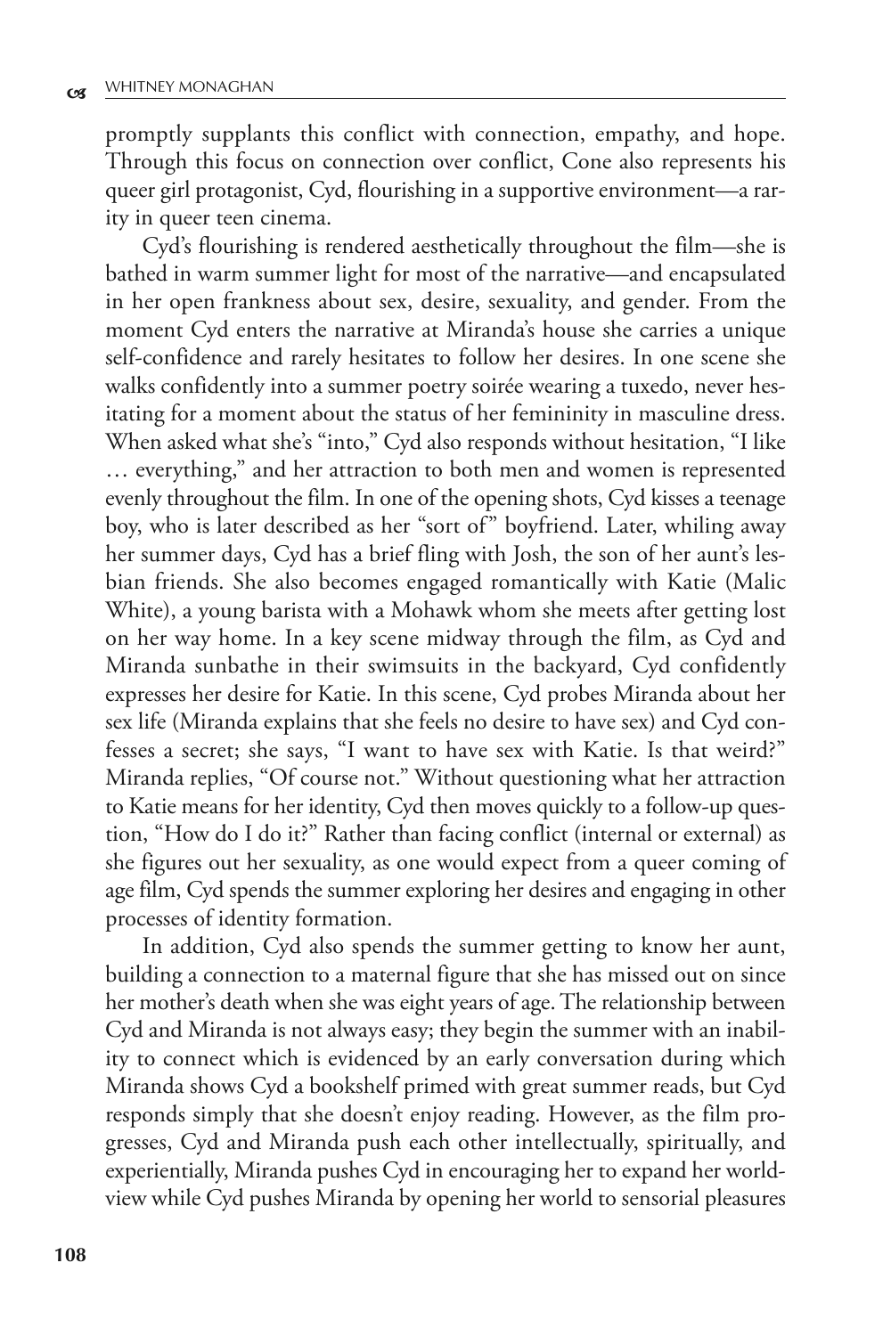promptly supplants this conflict with connection, empathy, and hope. Through this focus on connection over conflict, Cone also represents his queer girl protagonist, Cyd, flourishing in a supportive environment—a rarity in queer teen cinema.

Cyd's flourishing is rendered aesthetically throughout the film—she is bathed in warm summer light for most of the narrative—and encapsulated in her open frankness about sex, desire, sexuality, and gender. From the moment Cyd enters the narrative at Miranda's house she carries a unique self-confidence and rarely hesitates to follow her desires. In one scene she walks confidently into a summer poetry soirée wearing a tuxedo, never hesitating for a moment about the status of her femininity in masculine dress. When asked what she's "into," Cyd also responds without hesitation, "I like … everything," and her attraction to both men and women is represented evenly throughout the film. In one of the opening shots, Cyd kisses a teenage boy, who is later described as her "sort of" boyfriend. Later, whiling away her summer days, Cyd has a brief fling with Josh, the son of her aunt's lesbian friends. She also becomes engaged romantically with Katie (Malic White), a young barista with a Mohawk whom she meets after getting lost on her way home. In a key scene midway through the film, as Cyd and Miranda sunbathe in their swimsuits in the backyard, Cyd confidently expresses her desire for Katie. In this scene, Cyd probes Miranda about her sex life (Miranda explains that she feels no desire to have sex) and Cyd confesses a secret; she says, "I want to have sex with Katie. Is that weird?" Miranda replies, "Of course not." Without questioning what her attraction to Katie means for her identity, Cyd then moves quickly to a follow-up question, "How do I do it?" Rather than facing conflict (internal or external) as she figures out her sexuality, as one would expect from a queer coming of age film, Cyd spends the summer exploring her desires and engaging in other processes of identity formation.

In addition, Cyd also spends the summer getting to know her aunt, building a connection to a maternal figure that she has missed out on since her mother's death when she was eight years of age. The relationship between Cyd and Miranda is not always easy; they begin the summer with an inability to connect which is evidenced by an early conversation during which Miranda shows Cyd a bookshelf primed with great summer reads, but Cyd responds simply that she doesn't enjoy reading. However, as the film progresses, Cyd and Miranda push each other intellectually, spiritually, and experientially, Miranda pushes Cyd in encouraging her to expand her worldview while Cyd pushes Miranda by opening her world to sensorial pleasures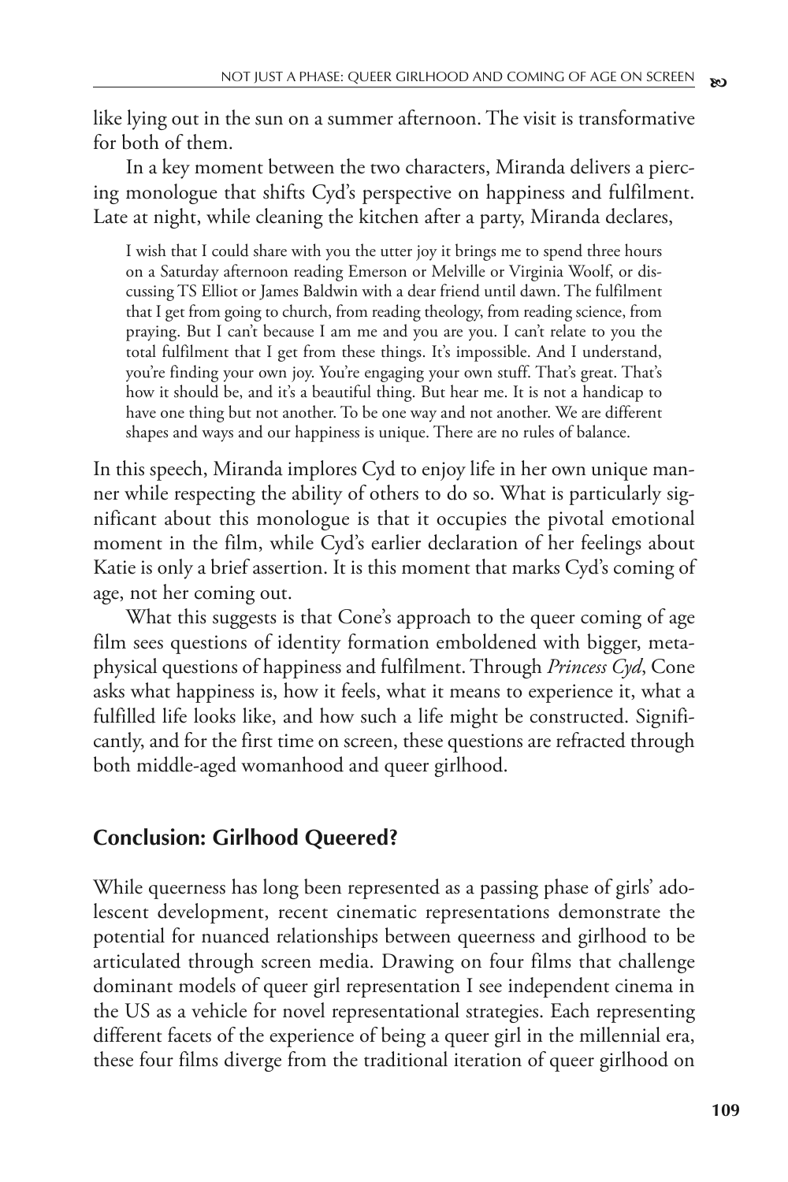like lying out in the sun on a summer afternoon. The visit is transformative for both of them.

In a key moment between the two characters, Miranda delivers a piercing monologue that shifts Cyd's perspective on happiness and fulfilment. Late at night, while cleaning the kitchen after a party, Miranda declares,

> I wish that I could share with you the utter joy it brings me to spend three hours on a Saturday afternoon reading Emerson or Melville or Virginia Woolf, or discussing TS Elliot or James Baldwin with a dear friend until dawn. The fulfilment that I get from going to church, from reading theology, from reading science, from praying. But I can't because I am me and you are you. I can't relate to you the total fulfilment that I get from these things. It's impossible. And I understand, you're finding your own joy. You're engaging your own stuff. That's great. That's how it should be, and it's a beautiful thing. But hear me. It is not a handicap to have one thing but not another. To be one way and not another. We are different shapes and ways and our happiness is unique. There are no rules of balance.

In this speech, Miranda implores Cyd to enjoy life in her own unique manner while respecting the ability of others to do so. What is particularly significant about this monologue is that it occupies the pivotal emotional moment in the film, while Cyd's earlier declaration of her feelings about Katie is only a brief assertion. It is this moment that marks Cyd's coming of age, not her coming out.

What this suggests is that Cone's approach to the queer coming of age film sees questions of identity formation emboldened with bigger, metaphysical questions of happiness and fulfilment. Through *Princess Cyd*, Cone asks what happiness is, how it feels, what it means to experience it, what a fulfilled life looks like, and how such a life might be constructed. Significantly, and for the first time on screen, these questions are refracted through both middle-aged womanhood and queer girlhood.

## Conclusion: Girlhood Queered?

While queerness has long been represented as a passing phase of girls' adolescent development, recent cinematic representations demonstrate the potential for nuanced relationships between queerness and girlhood to be articulated through screen media. Drawing on four films that challenge dominant models of queer girl representation I see independent cinema in the US as a vehicle for novel representational strategies. Each representing different facets of the experience of being a queer girl in the millennial era, these four films diverge from the traditional iteration of queer girlhood on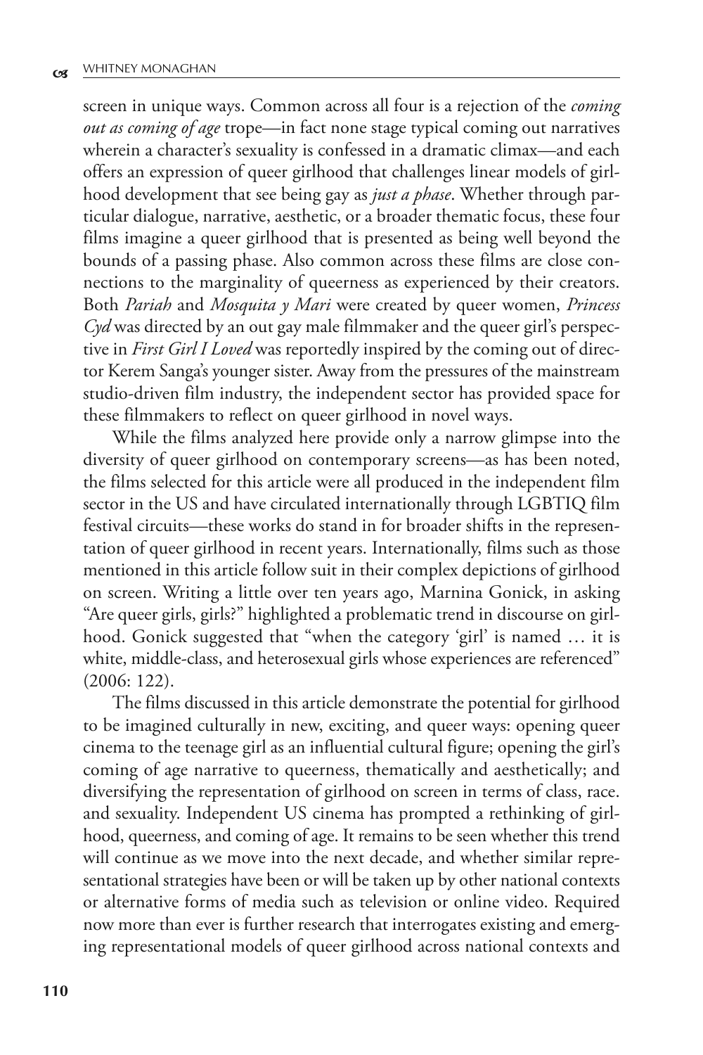screen in unique ways. Common across all four is a rejection of the *coming out as coming of age* trope—in fact none stage typical coming out narratives wherein a character's sexuality is confessed in a dramatic climax—and each offers an expression of queer girlhood that challenges linear models of girlhood development that see being gay as *just a phase*. Whether through particular dialogue, narrative, aesthetic, or a broader thematic focus, these four films imagine a queer girlhood that is presented as being well beyond the bounds of a passing phase. Also common across these films are close connections to the marginality of queerness as experienced by their creators. Both *Pariah* and *Mosquita y Mari* were created by queer women, *Princess Cyd* was directed by an out gay male filmmaker and the queer girl's perspective in *First Girl I Loved* was reportedly inspired by the coming out of director Kerem Sanga's younger sister. Away from the pressures of the mainstream studio-driven film industry, the independent sector has provided space for these filmmakers to reflect on queer girlhood in novel ways.

While the films analyzed here provide only a narrow glimpse into the diversity of queer girlhood on contemporary screens—as has been noted, the films selected for this article were all produced in the independent film sector in the US and have circulated internationally through LGBTIQ film festival circuits—these works do stand in for broader shifts in the representation of queer girlhood in recent years. Internationally, films such as those mentioned in this article follow suit in their complex depictions of girlhood on screen. Writing a little over ten years ago, Marnina Gonick, in asking "Are queer girls, girls?" highlighted a problematic trend in discourse on girlhood. Gonick suggested that "when the category 'girl' is named … it is white, middle-class, and heterosexual girls whose experiences are referenced" (2006: 122).

The films discussed in this article demonstrate the potential for girlhood to be imagined culturally in new, exciting, and queer ways: opening queer cinema to the teenage girl as an influential cultural figure; opening the girl's coming of age narrative to queerness, thematically and aesthetically; and diversifying the representation of girlhood on screen in terms of class, race. and sexuality. Independent US cinema has prompted a rethinking of girlhood, queerness, and coming of age. It remains to be seen whether this trend will continue as we move into the next decade, and whether similar representational strategies have been or will be taken up by other national contexts or alternative forms of media such as television or online video. Required now more than ever is further research that interrogates existing and emerging representational models of queer girlhood across national contexts and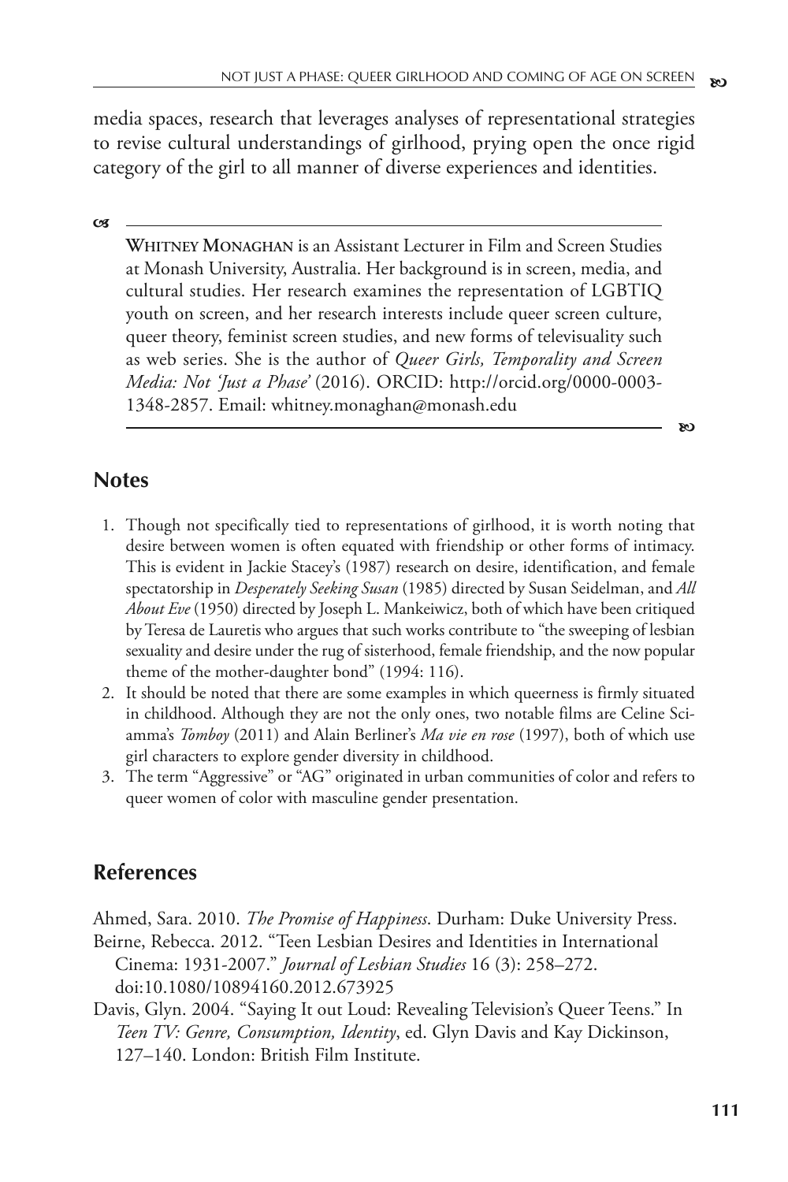media spaces, research that leverages analyses of representational strategies to revise cultural understandings of girlhood, prying open the once rigid category of the girl to all manner of diverse experiences and identities.

---

**Whitney Monaghan** is an Assistant Lecturer in Film and Screen Studies at Monash University, Australia. Her background is in screen, media, and cultural studies. Her research examines the representation of LGBTIQ youth on screen, and her research interests include queer screen culture, queer theory, feminist screen studies, and new forms of televisuality such as web series. She is the author of *Queer Girls, Temporality and Screen Media: Not 'Just a Phase'* (2016). ORCID: http://orcid.org/0000-0003-1348-2857. Email: whitney.monaghan@monash.edu

---

## Notes

1. Though not specifically tied to representations of girlhood, it is worth noting that desire between women is often equated with friendship or other forms of intimacy. This is evident in Jackie Stacey's (1987) research on desire, identification, and female spectatorship in *Desperately Seeking Susan* (1985) directed by Susan Seidelman, and *All About Eve* (1950) directed by Joseph L. Mankeiwicz, both of which have been critiqued by Teresa de Lauretis who argues that such works contribute to "the sweeping of lesbian sexuality and desire under the rug of sisterhood, female friendship, and the now popular theme of the mother-daughter bond" (1994: 116).
2. It should be noted that there are some examples in which queerness is firmly situated in childhood. Although they are not the only ones, two notable films are Celine Sciamma's *Tomboy* (2011) and Alain Berliner's *Ma vie en rose* (1997), both of which use girl characters to explore gender diversity in childhood.
3. The term "Aggressive" or "AG" originated in urban communities of color and refers to queer women of color with masculine gender presentation.

## References

Ahmed, Sara. 2010. *The Promise of Happiness*. Durham: Duke University Press.

Beirne, Rebecca. 2012. "Teen Lesbian Desires and Identities in International Cinema: 1931-2007." *Journal of Lesbian Studies* 16 (3): 258–272. doi:10.1080/10894160.2012.673925

Davis, Glyn. 2004. "Saying It out Loud: Revealing Television's Queer Teens." In *Teen TV: Genre, Consumption, Identity*, ed. Glyn Davis and Kay Dickinson, 127–140. London: British Film Institute.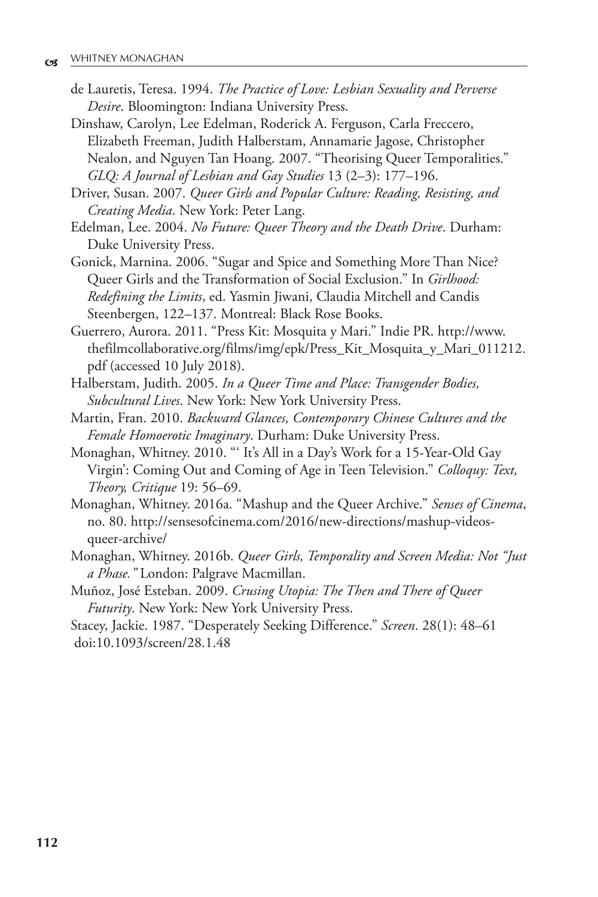de Lauretis, Teresa. 1994. *The Practice of Love: Lesbian Sexuality and Perverse Desire*. Bloomington: Indiana University Press.

Dinshaw, Carolyn, Lee Edelman, Roderick A. Ferguson, Carla Freccero, Elizabeth Freeman, Judith Halberstam, Annamarie Jagose, Christopher Nealon, and Nguyen Tan Hoang. 2007. "Theorising Queer Temporalities." *GLQ: A Journal of Lesbian and Gay Studies* 13 (2–3): 177–196.

Driver, Susan. 2007. *Queer Girls and Popular Culture: Reading, Resisting, and Creating Media*. New York: Peter Lang.

Edelman, Lee. 2004. *No Future: Queer Theory and the Death Drive*. Durham: Duke University Press.

Gonick, Marnina. 2006. "Sugar and Spice and Something More Than Nice? Queer Girls and the Transformation of Social Exclusion." In *Girlhood: Redefining the Limits*, ed. Yasmin Jiwani, Claudia Mitchell and Candis Steenbergen, 122–137. Montreal: Black Rose Books.

Guerrero, Aurora. 2011. "Press Kit: Mosquita y Mari." Indie PR. http://www.thefilmcollaborative.org/films/img/epk/Press_Kit_Mosquita_y_Mari_011212.pdf (accessed 10 July 2018).

Halberstam, Judith. 2005. *In a Queer Time and Place: Transgender Bodies, Subcultural Lives*. New York: New York University Press.

Martin, Fran. 2010. *Backward Glances, Contemporary Chinese Cultures and the Female Homoerotic Imaginary*. Durham: Duke University Press.

Monaghan, Whitney. 2010. "' It's All in a Day's Work for a 15-Year-Old Gay Virgin': Coming Out and Coming of Age in Teen Television." *Colloquy: Text, Theory, Critique* 19: 56–69.

Monaghan, Whitney. 2016a. "Mashup and the Queer Archive." *Senses of Cinema*, no. 80. http://sensesofcinema.com/2016/new-directions/mashup-videos-queer-archive/

Monaghan, Whitney. 2016b. *Queer Girls, Temporality and Screen Media: Not "Just a Phase."* London: Palgrave Macmillan.

Muñoz, José Esteban. 2009. *Crusing Utopia: The Then and There of Queer Futurity*. New York: New York University Press.

Stacey, Jackie. 1987. "Desperately Seeking Difference." *Screen*. 28(1): 48–61 doi:10.1093/screen/28.1.48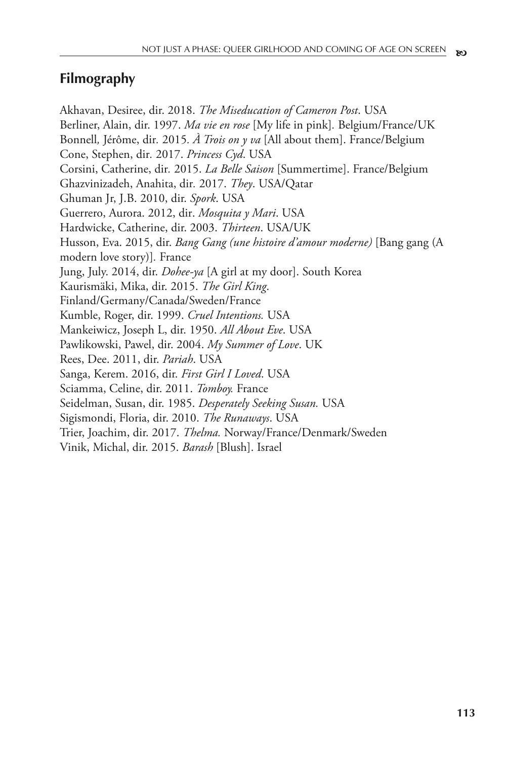## Filmography

Akhavan, Desiree, dir. 2018. *The Miseducation of Cameron Post*. USA
Berliner, Alain, dir. 1997. *Ma vie en rose* [My life in pink]. Belgium/France/UK
Bonnell, Jérôme, dir. 2015. *À Trois on y va* [All about them]. France/Belgium
Cone, Stephen, dir. 2017. *Princess Cyd*. USA
Corsini, Catherine, dir. 2015. *La Belle Saison* [Summertime]. France/Belgium
Ghazvinizadeh, Anahita, dir. 2017. *They*. USA/Qatar
Ghuman Jr, J.B. 2010, dir. *Spork*. USA
Guerrero, Aurora. 2012, dir. *Mosquita y Mari*. USA
Hardwicke, Catherine, dir. 2003. *Thirteen*. USA/UK
Husson, Eva. 2015, dir. *Bang Gang (une histoire d'amour moderne)* [Bang gang (A modern love story)]. France
Jung, July. 2014, dir. *Dohee-ya* [A girl at my door]. South Korea
Kaurismäki, Mika, dir. 2015. *The Girl King*. Finland/Germany/Canada/Sweden/France
Kumble, Roger, dir. 1999. *Cruel Intentions.* USA
Mankeiwicz, Joseph L, dir. 1950. *All About Eve*. USA
Pawlikowski, Pawel, dir. 2004. *My Summer of Love*. UK
Rees, Dee. 2011, dir. *Pariah*. USA
Sanga, Kerem. 2016, dir. *First Girl I Loved*. USA
Sciamma, Celine, dir. 2011. *Tomboy.* France
Seidelman, Susan, dir. 1985. *Desperately Seeking Susan.* USA
Sigismondi, Floria, dir. 2010. *The Runaways*. USA
Trier, Joachim, dir. 2017. *Thelma.* Norway/France/Denmark/Sweden
Vinik, Michal, dir. 2015. *Barash* [Blush]. Israel